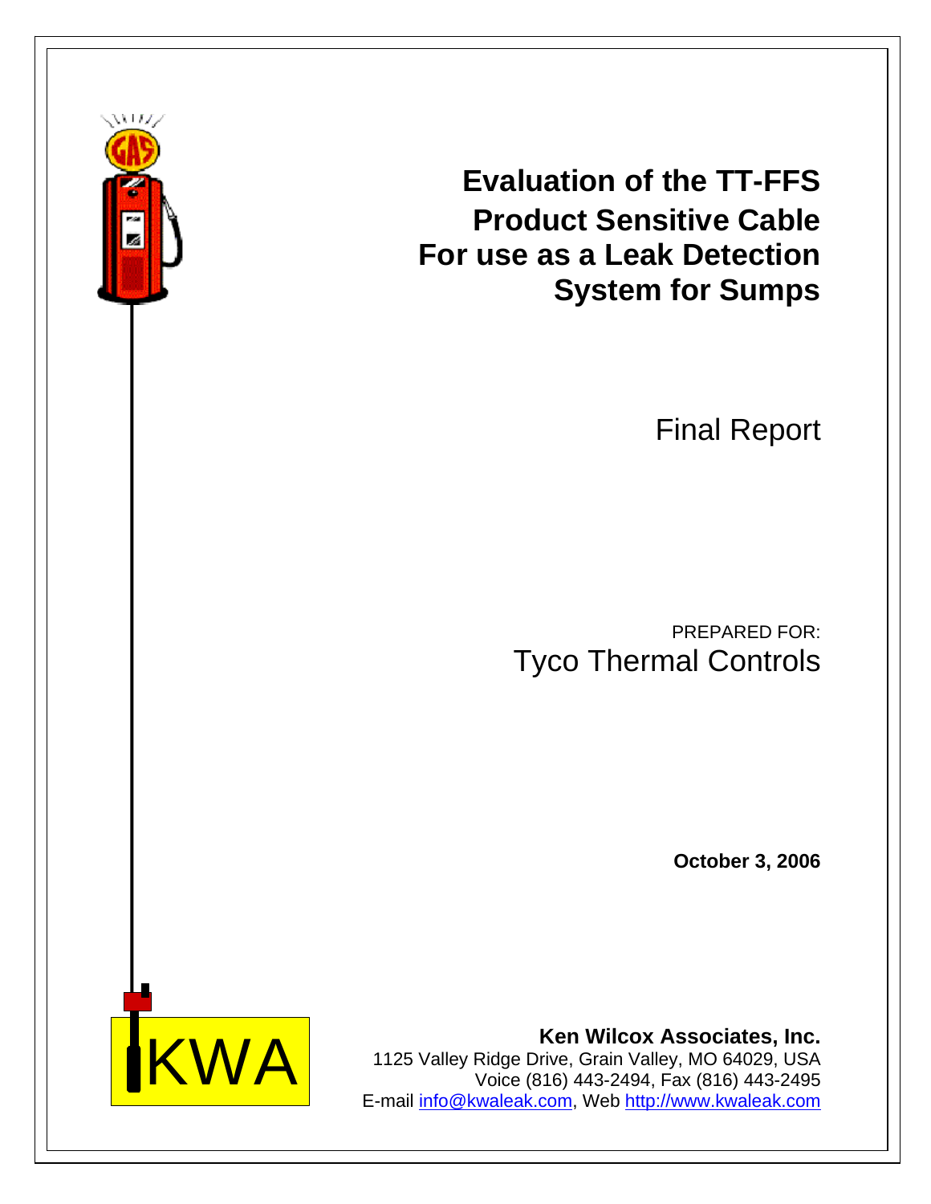# Evaluation of the TT-FFS Product Sensitive Cable For use as a Leak Detection System for Sumps

Final Report

PREPARED FOR:

Tyco Thermal Controls

**October 3, 2006**

KWA

**Ken Wilcox Associates, Inc.**

1125 Valley Ridge Drive, Grain Valley, MO 64029, USA

Voice (816) 443-2494, Fax (816) 443-2495

E-mail info@kwaleak.com, Web http://www.kwaleak.com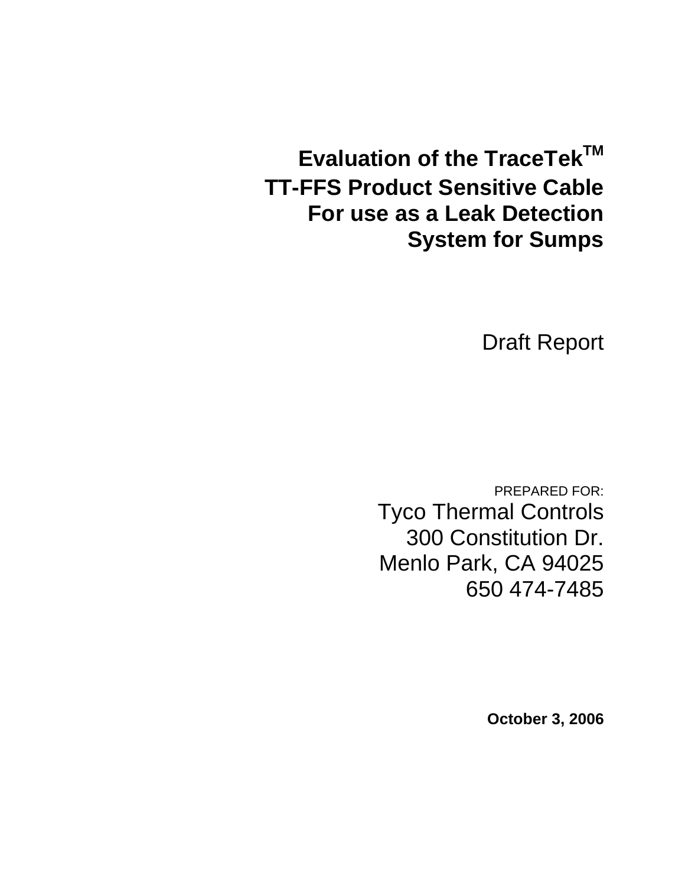# Evaluation of the TraceTek™ TT-FFS Product Sensitive Cable For use as a Leak Detection System for Sumps

Draft Report

PREPARED FOR:

Tyco Thermal Controls
300 Constitution Dr.
Menlo Park, CA 94025
650 474-7485

**October 3, 2006**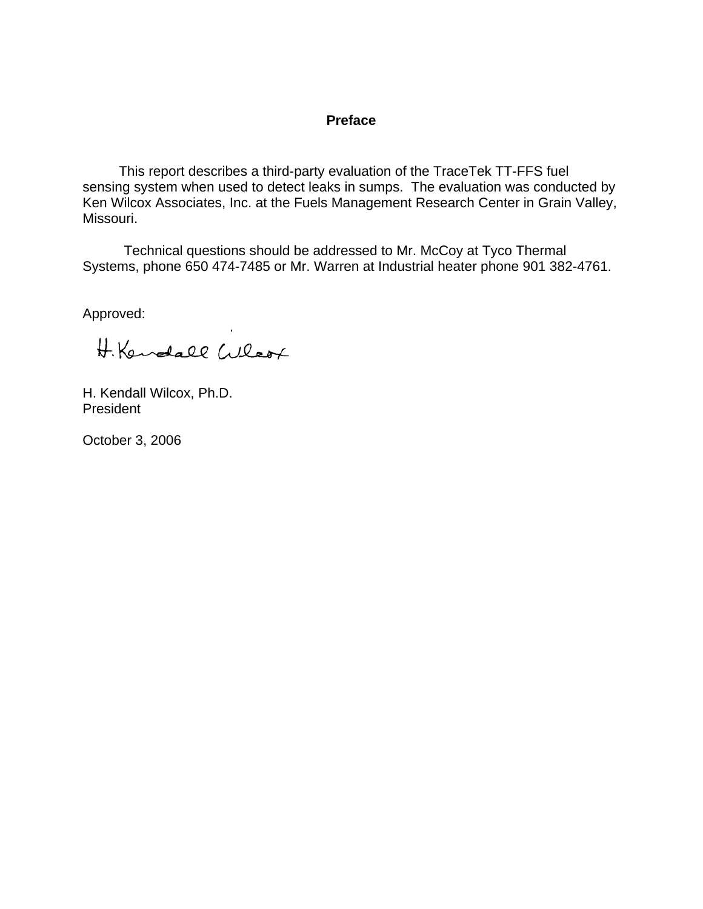# Preface

This report describes a third-party evaluation of the TraceTek TT-FFS fuel sensing system when used to detect leaks in sumps. The evaluation was conducted by Ken Wilcox Associates, Inc. at the Fuels Management Research Center in Grain Valley, Missouri.

Technical questions should be addressed to Mr. McCoy at Tyco Thermal Systems, phone 650 474-7485 or Mr. Warren at Industrial heater phone 901 382-4761.

Approved:

H. Kendall Wilcox

H. Kendall Wilcox, Ph.D.
President

October 3, 2006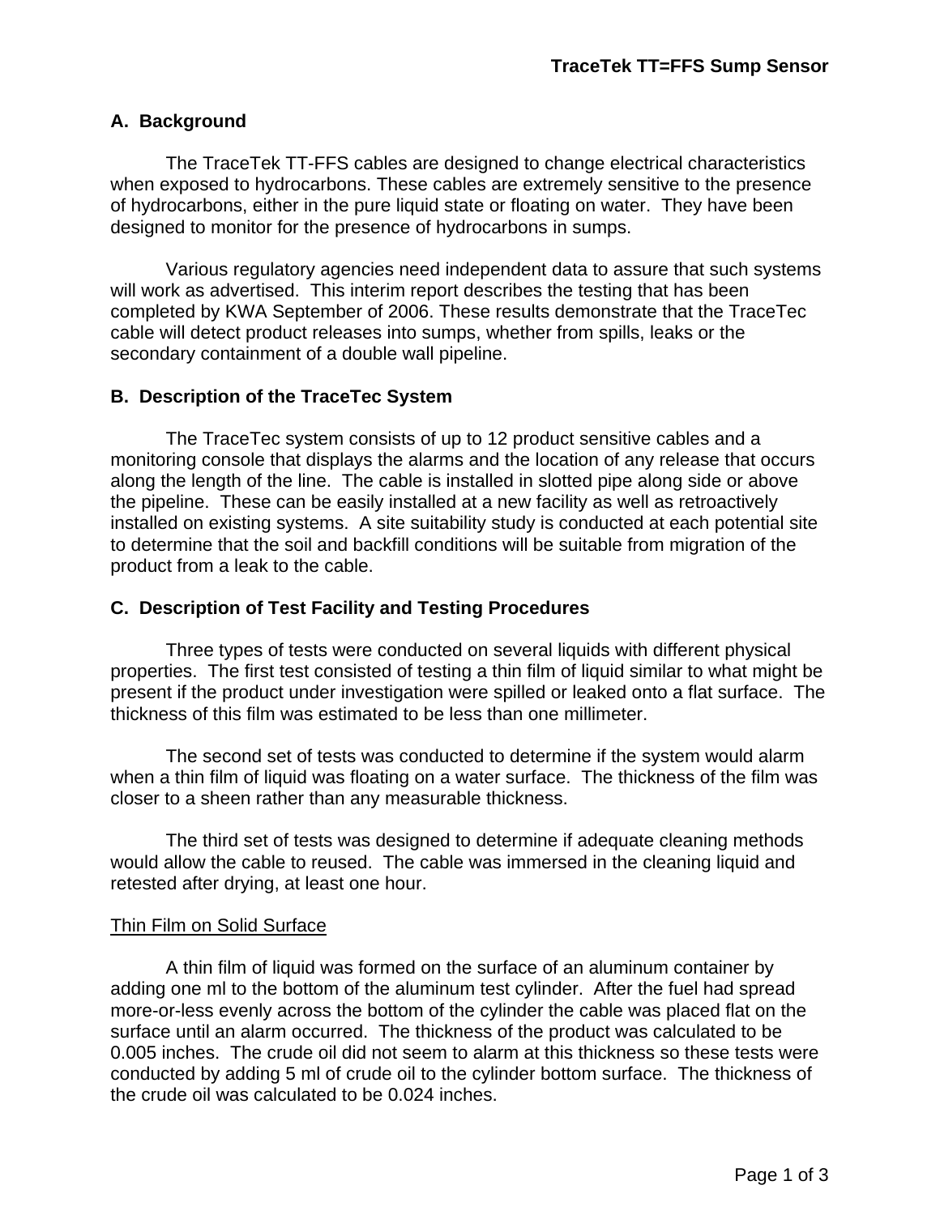# TraceTek TT=FFS Sump Sensor

## A. Background

The TraceTek TT-FFS cables are designed to change electrical characteristics when exposed to hydrocarbons. These cables are extremely sensitive to the presence of hydrocarbons, either in the pure liquid state or floating on water. They have been designed to monitor for the presence of hydrocarbons in sumps.

Various regulatory agencies need independent data to assure that such systems will work as advertised. This interim report describes the testing that has been completed by KWA September of 2006. These results demonstrate that the TraceTec cable will detect product releases into sumps, whether from spills, leaks or the secondary containment of a double wall pipeline.

## B. Description of the TraceTec System

The TraceTec system consists of up to 12 product sensitive cables and a monitoring console that displays the alarms and the location of any release that occurs along the length of the line. The cable is installed in slotted pipe along side or above the pipeline. These can be easily installed at a new facility as well as retroactively installed on existing systems. A site suitability study is conducted at each potential site to determine that the soil and backfill conditions will be suitable from migration of the product from a leak to the cable.

## C. Description of Test Facility and Testing Procedures

Three types of tests were conducted on several liquids with different physical properties. The first test consisted of testing a thin film of liquid similar to what might be present if the product under investigation were spilled or leaked onto a flat surface. The thickness of this film was estimated to be less than one millimeter.

The second set of tests was conducted to determine if the system would alarm when a thin film of liquid was floating on a water surface. The thickness of the film was closer to a sheen rather than any measurable thickness.

The third set of tests was designed to determine if adequate cleaning methods would allow the cable to reused. The cable was immersed in the cleaning liquid and retested after drying, at least one hour.

<u>Thin Film on Solid Surface</u>

A thin film of liquid was formed on the surface of an aluminum container by adding one ml to the bottom of the aluminum test cylinder. After the fuel had spread more-or-less evenly across the bottom of the cylinder the cable was placed flat on the surface until an alarm occurred. The thickness of the product was calculated to be 0.005 inches. The crude oil did not seem to alarm at this thickness so these tests were conducted by adding 5 ml of crude oil to the cylinder bottom surface. The thickness of the crude oil was calculated to be 0.024 inches.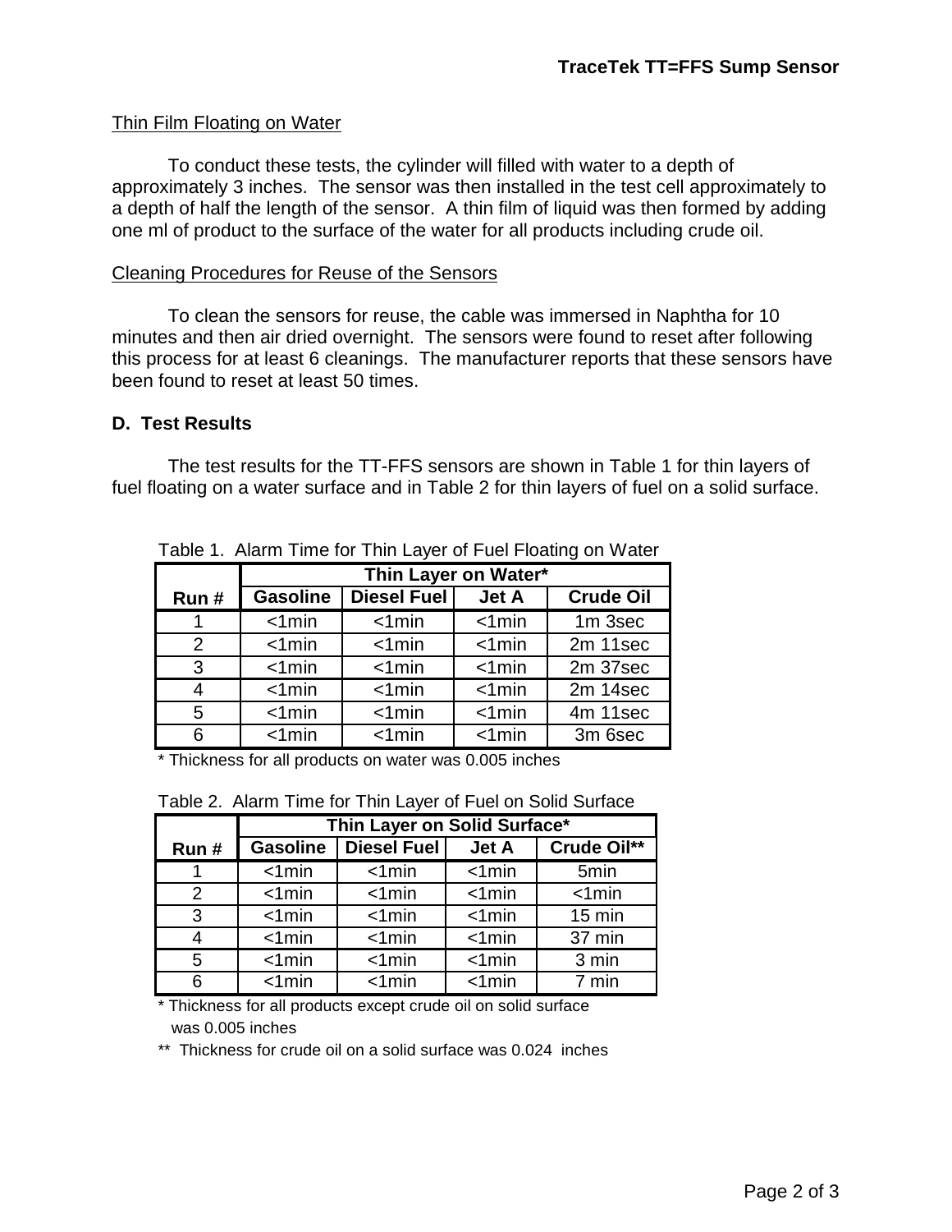Thin Film Floating on Water

To conduct these tests, the cylinder will filled with water to a depth of approximately 3 inches. The sensor was then installed in the test cell approximately to a depth of half the length of the sensor. A thin film of liquid was then formed by adding one ml of product to the surface of the water for all products including crude oil.

Cleaning Procedures for Reuse of the Sensors

To clean the sensors for reuse, the cable was immersed in Naphtha for 10 minutes and then air dried overnight. The sensors were found to reset after following this process for at least 6 cleanings. The manufacturer reports that these sensors have been found to reset at least 50 times.

### D. Test Results

The test results for the TT-FFS sensors are shown in Table 1 for thin layers of fuel floating on a water surface and in Table 2 for thin layers of fuel on a solid surface.

Table 1. Alarm Time for Thin Layer of Fuel Floating on Water

| | Thin Layer on Water* | | | |
|---|---|---|---|---|
| **Run #** | **Gasoline** | **Diesel Fuel** | **Jet A** | **Crude Oil** |
| 1 | <1min | <1min | <1min | 1m 3sec |
| 2 | <1min | <1min | <1min | 2m 11sec |
| 3 | <1min | <1min | <1min | 2m 37sec |
| 4 | <1min | <1min | <1min | 2m 14sec |
| 5 | <1min | <1min | <1min | 4m 11sec |
| 6 | <1min | <1min | <1min | 3m 6sec |

* Thickness for all products on water was 0.005 inches

Table 2. Alarm Time for Thin Layer of Fuel on Solid Surface

| | Thin Layer on Solid Surface* | | | |
|---|---|---|---|---|
| **Run #** | **Gasoline** | **Diesel Fuel** | **Jet A** | **Crude Oil**** |
| 1 | <1min | <1min | <1min | 5min |
| 2 | <1min | <1min | <1min | <1min |
| 3 | <1min | <1min | <1min | 15 min |
| 4 | <1min | <1min | <1min | 37 min |
| 5 | <1min | <1min | <1min | 3 min |
| 6 | <1min | <1min | <1min | 7 min |

* Thickness for all products except crude oil on solid surface was 0.005 inches

** Thickness for crude oil on a solid surface was 0.024 inches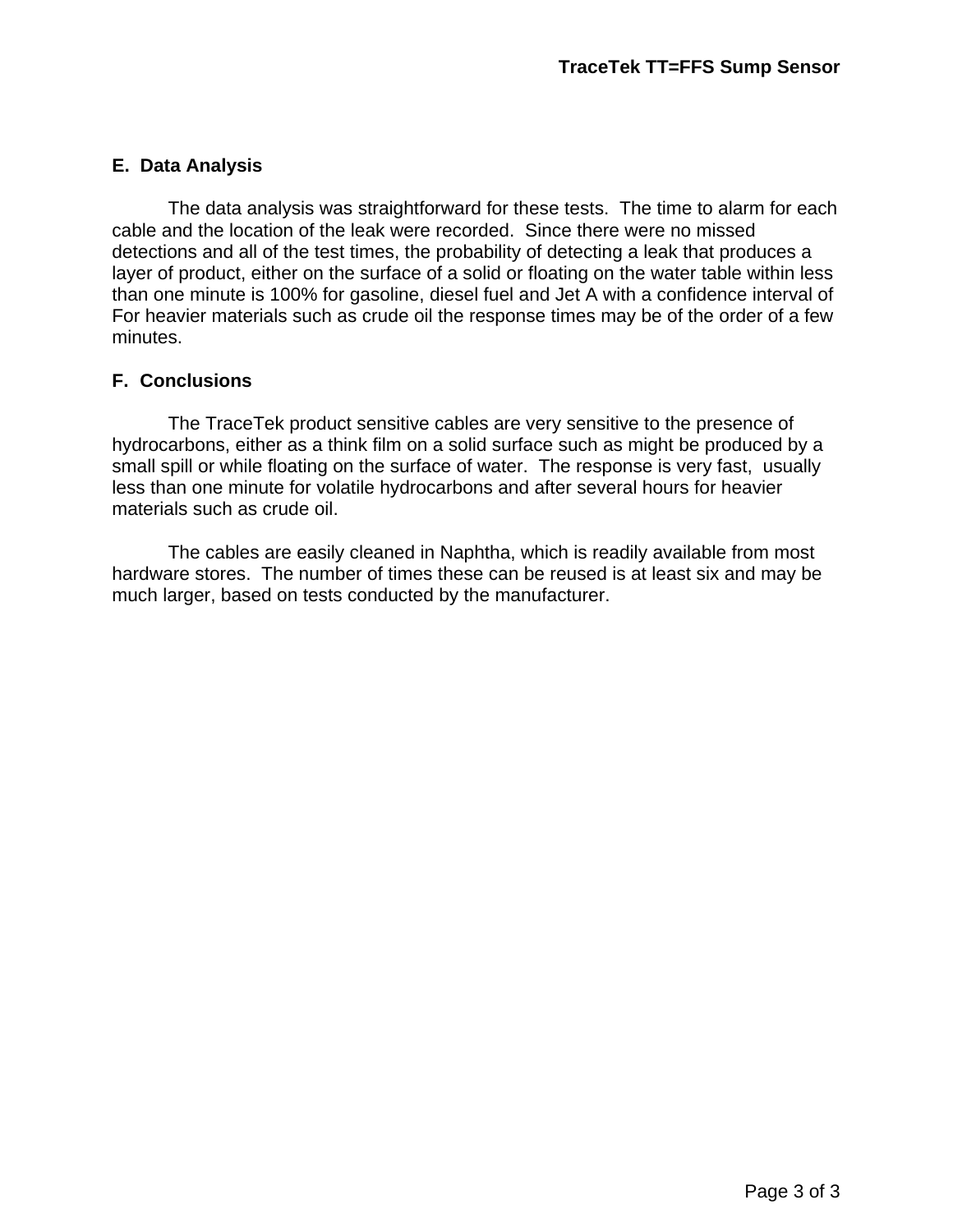## E. Data Analysis

The data analysis was straightforward for these tests. The time to alarm for each cable and the location of the leak were recorded. Since there were no missed detections and all of the test times, the probability of detecting a leak that produces a layer of product, either on the surface of a solid or floating on the water table within less than one minute is 100% for gasoline, diesel fuel and Jet A with a confidence interval of For heavier materials such as crude oil the response times may be of the order of a few minutes.

## F. Conclusions

The TraceTek product sensitive cables are very sensitive to the presence of hydrocarbons, either as a think film on a solid surface such as might be produced by a small spill or while floating on the surface of water. The response is very fast, usually less than one minute for volatile hydrocarbons and after several hours for heavier materials such as crude oil.

The cables are easily cleaned in Naphtha, which is readily available from most hardware stores. The number of times these can be reused is at least six and may be much larger, based on tests conducted by the manufacturer.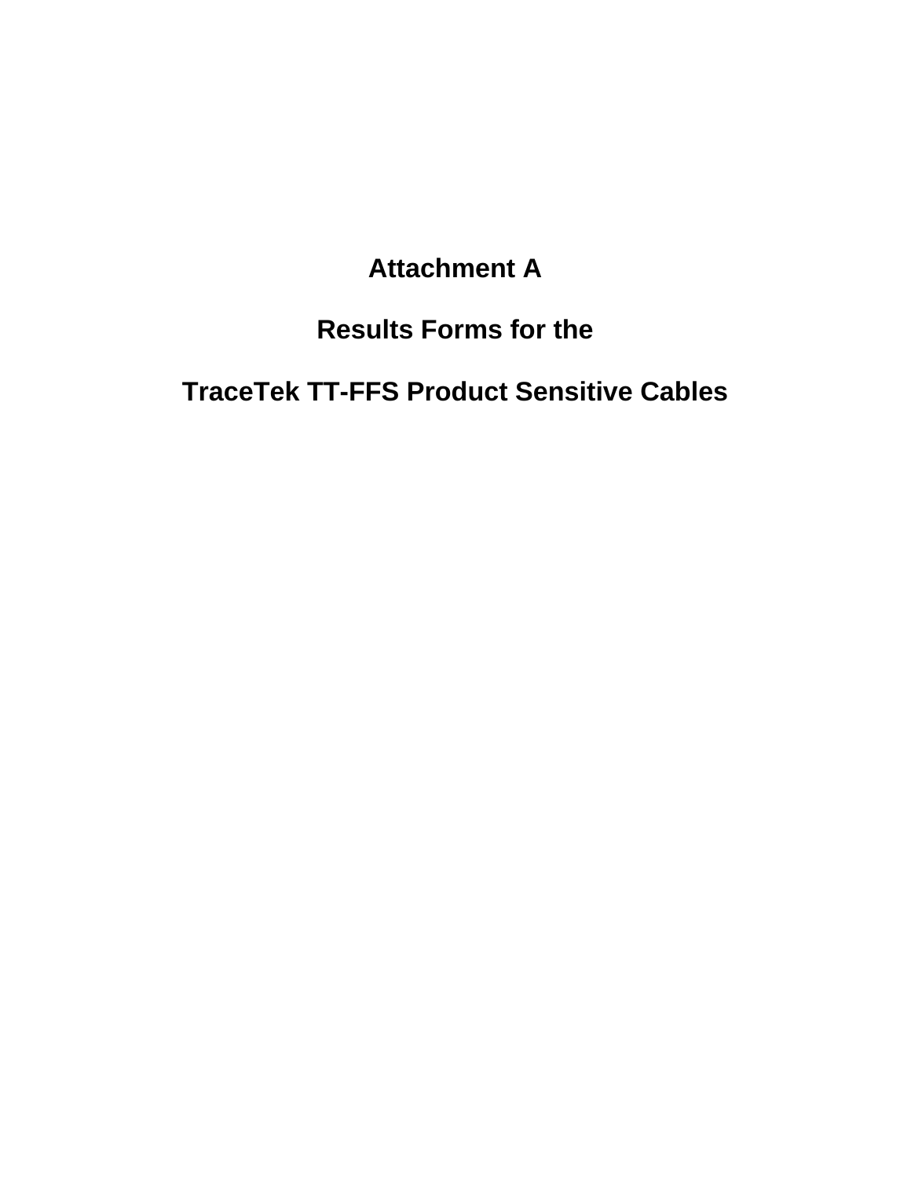# Attachment A

## Results Forms for the

## TraceTek TT-FFS Product Sensitive Cables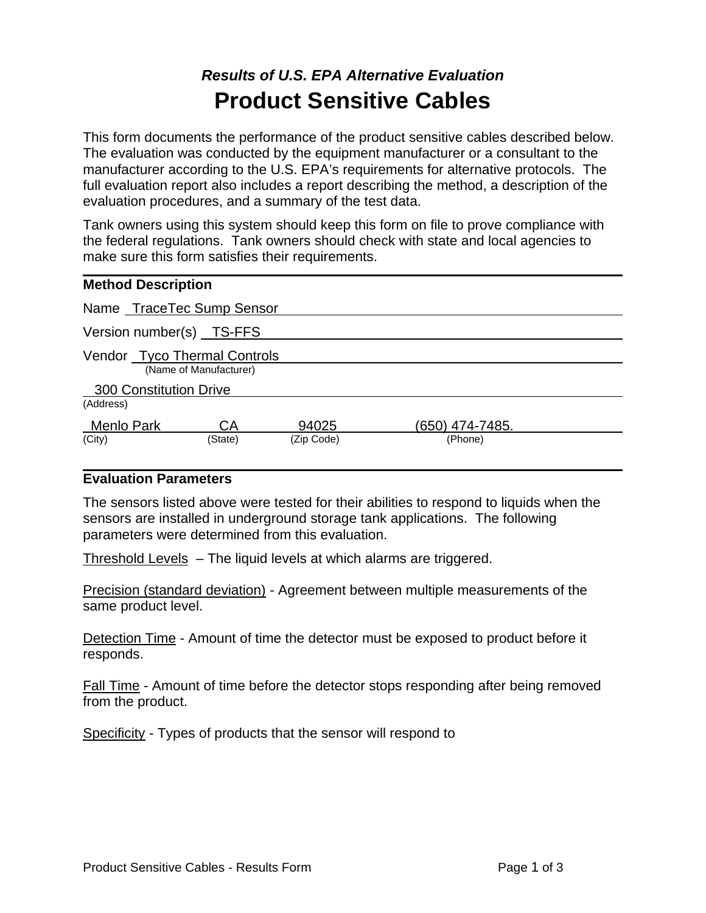*Results of U.S. EPA Alternative Evaluation*

# Product Sensitive Cables

This form documents the performance of the product sensitive cables described below. The evaluation was conducted by the equipment manufacturer or a consultant to the manufacturer according to the U.S. EPA's requirements for alternative protocols. The full evaluation report also includes a report describing the method, a description of the evaluation procedures, and a summary of the test data.

Tank owners using this system should keep this form on file to prove compliance with the federal regulations. Tank owners should check with state and local agencies to make sure this form satisfies their requirements.

## Method Description

Name TraceTec Sump Sensor

Version number(s) TS-FFS

Vendor Tyco Thermal Controls
(Name of Manufacturer)

300 Constitution Drive
(Address)

| Menlo Park | CA | 94025 | (650) 474-7485. |
|---|---|---|---|
| (City) | (State) | (Zip Code) | (Phone) |

## Evaluation Parameters

The sensors listed above were tested for their abilities to respond to liquids when the sensors are installed in underground storage tank applications. The following parameters were determined from this evaluation.

Threshold Levels – The liquid levels at which alarms are triggered.

Precision (standard deviation) - Agreement between multiple measurements of the same product level.

Detection Time - Amount of time the detector must be exposed to product before it responds.

Fall Time - Amount of time before the detector stops responding after being removed from the product.

Specificity - Types of products that the sensor will respond to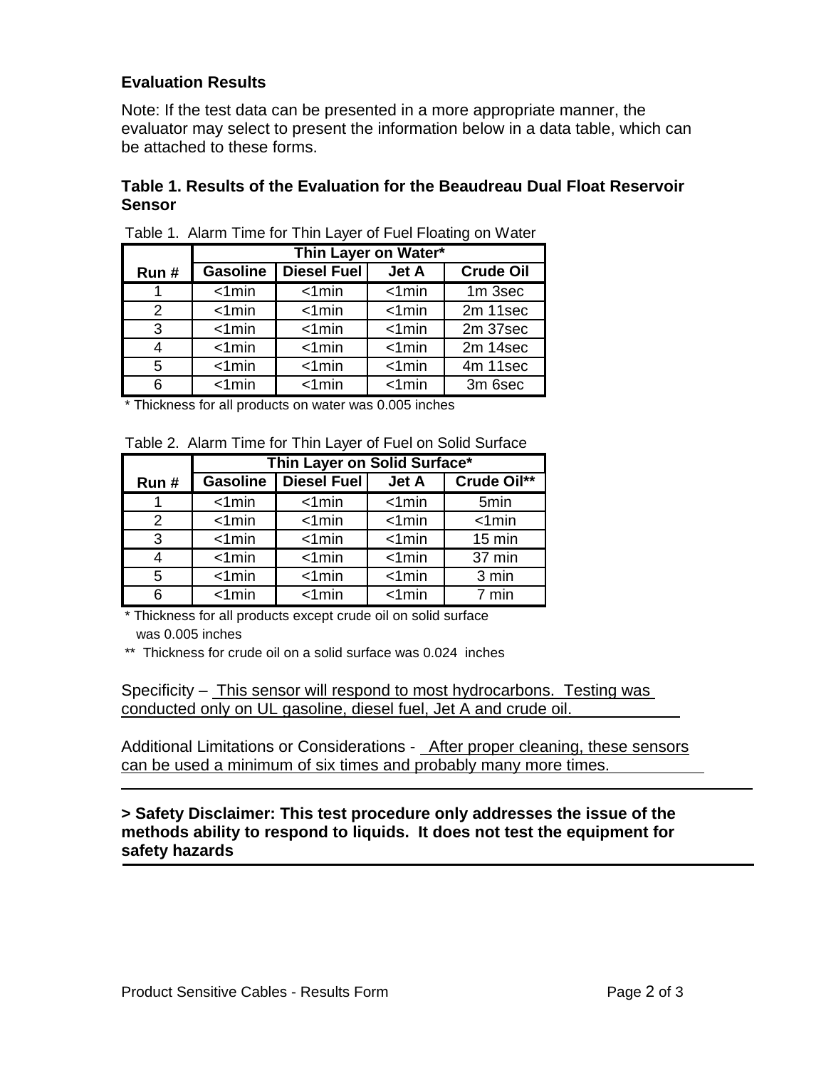## Evaluation Results

Note: If the test data can be presented in a more appropriate manner, the evaluator may select to present the information below in a data table, which can be attached to these forms.

### Table 1. Results of the Evaluation for the Beaudreau Dual Float Reservoir Sensor

Table 1. Alarm Time for Thin Layer of Fuel Floating on Water

| | Thin Layer on Water* | | | |
|---|---|---|---|---|
| Run # | Gasoline | Diesel Fuel | Jet A | Crude Oil |
| 1 | <1min | <1min | <1min | 1m 3sec |
| 2 | <1min | <1min | <1min | 2m 11sec |
| 3 | <1min | <1min | <1min | 2m 37sec |
| 4 | <1min | <1min | <1min | 2m 14sec |
| 5 | <1min | <1min | <1min | 4m 11sec |
| 6 | <1min | <1min | <1min | 3m 6sec |

\* Thickness for all products on water was 0.005 inches

Table 2. Alarm Time for Thin Layer of Fuel on Solid Surface

| | Thin Layer on Solid Surface* | | | |
|---|---|---|---|---|
| Run # | Gasoline | Diesel Fuel | Jet A | Crude Oil** |
| 1 | <1min | <1min | <1min | 5min |
| 2 | <1min | <1min | <1min | <1min |
| 3 | <1min | <1min | <1min | 15 min |
| 4 | <1min | <1min | <1min | 37 min |
| 5 | <1min | <1min | <1min | 3 min |
| 6 | <1min | <1min | <1min | 7 min |

\* Thickness for all products except crude oil on solid surface was 0.005 inches

\*\* Thickness for crude oil on a solid surface was 0.024 inches

Specificity – This sensor will respond to most hydrocarbons. Testing was conducted only on UL gasoline, diesel fuel, Jet A and crude oil.

Additional Limitations or Considerations - After proper cleaning, these sensors can be used a minimum of six times and probably many more times.

---

**> Safety Disclaimer: This test procedure only addresses the issue of the methods ability to respond to liquids. It does not test the equipment for safety hazards**

---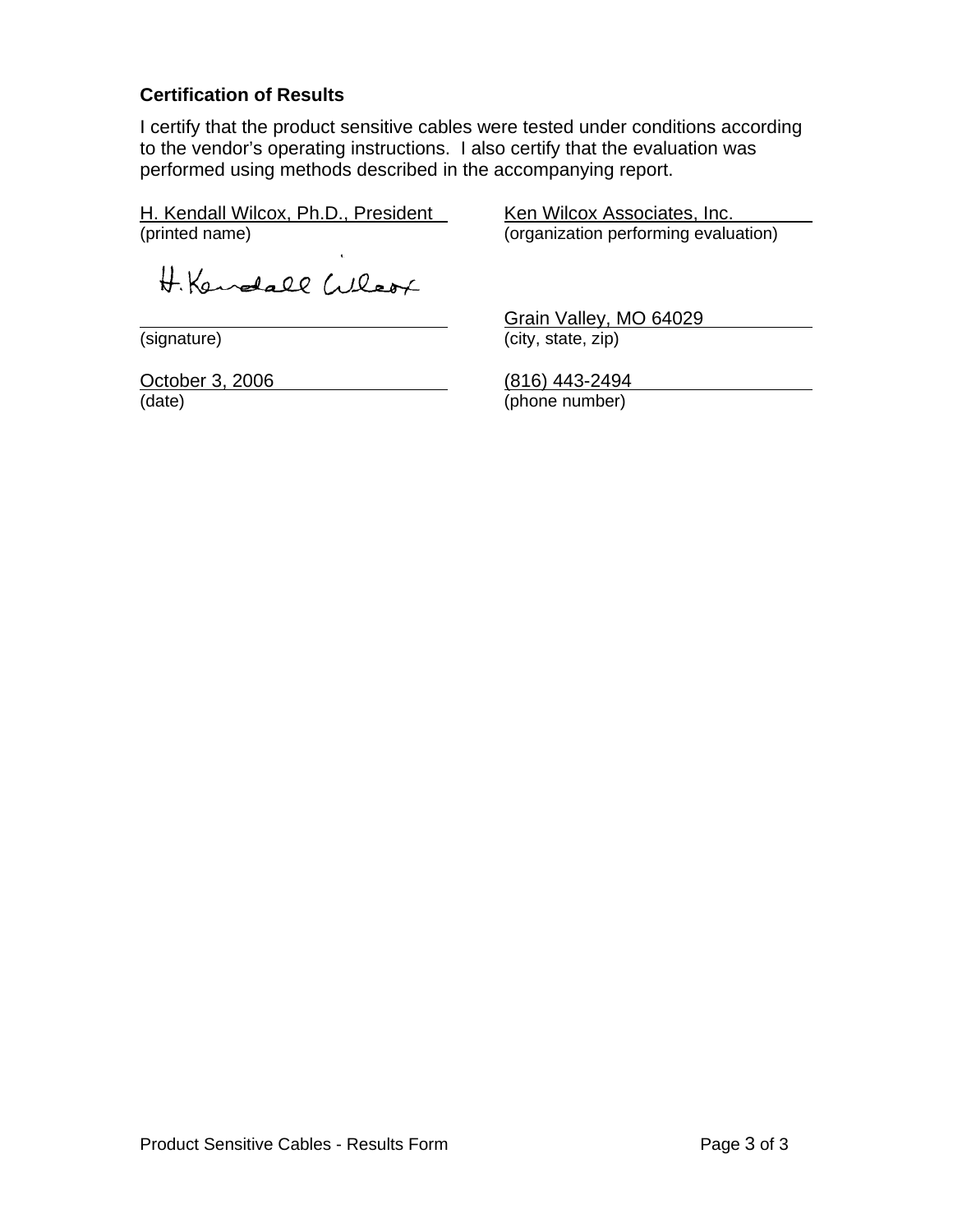## Certification of Results

I certify that the product sensitive cables were tested under conditions according to the vendor's operating instructions. I also certify that the evaluation was performed using methods described in the accompanying report.

H. Kendall Wilcox, Ph.D., President
(printed name)

Ken Wilcox Associates, Inc.
(organization performing evaluation)

H. Kendall Wilcox
(signature)

Grain Valley, MO 64029
(city, state, zip)

October 3, 2006
(date)

(816) 443-2494
(phone number)